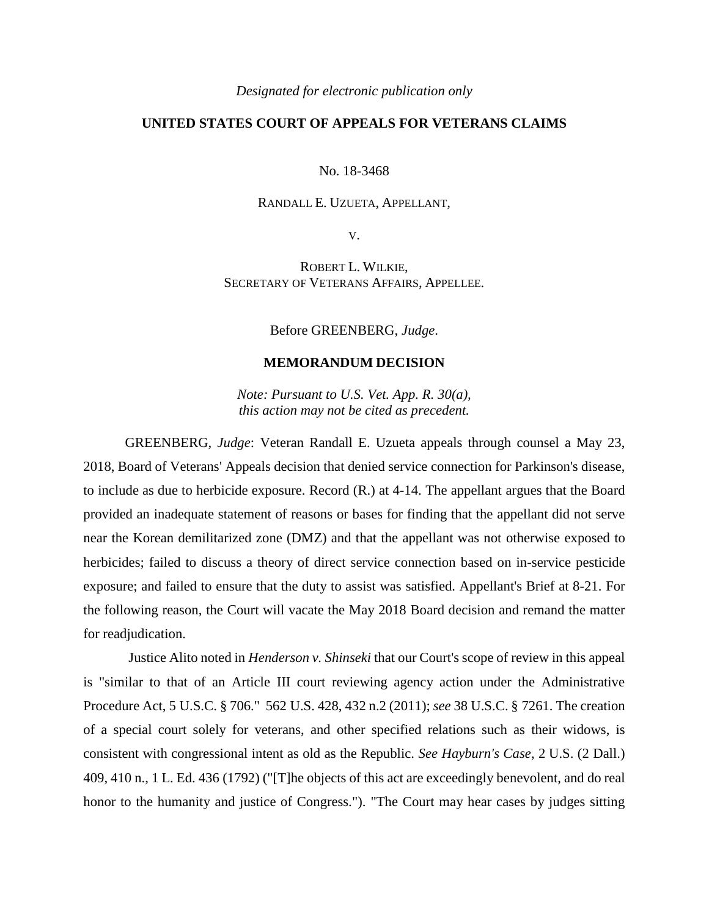*Designated for electronic publication only*

**UNITED STATES COURT OF APPEALS FOR VETERANS CLAIMS**

No. 18-3468

RANDALL E. UZUETA, APPELLANT,

V.

ROBERT L. WILKIE,
SECRETARY OF VETERANS AFFAIRS, APPELLEE.

Before GREENBERG, *Judge*.

**MEMORANDUM DECISION**

*Note: Pursuant to U.S. Vet. App. R. 30(a), this action may not be cited as precedent.*

GREENBERG, *Judge*: Veteran Randall E. Uzueta appeals through counsel a May 23, 2018, Board of Veterans' Appeals decision that denied service connection for Parkinson's disease, to include as due to herbicide exposure. Record (R.) at 4-14. The appellant argues that the Board provided an inadequate statement of reasons or bases for finding that the appellant did not serve near the Korean demilitarized zone (DMZ) and that the appellant was not otherwise exposed to herbicides; failed to discuss a theory of direct service connection based on in-service pesticide exposure; and failed to ensure that the duty to assist was satisfied. Appellant's Brief at 8-21. For the following reason, the Court will vacate the May 2018 Board decision and remand the matter for readjudication.

Justice Alito noted in *Henderson v. Shinseki* that our Court's scope of review in this appeal is "similar to that of an Article III court reviewing agency action under the Administrative Procedure Act, 5 U.S.C. § 706." 562 U.S. 428, 432 n.2 (2011); *see* 38 U.S.C. § 7261. The creation of a special court solely for veterans, and other specified relations such as their widows, is consistent with congressional intent as old as the Republic. *See Hayburn's Case*, 2 U.S. (2 Dall.) 409, 410 n., 1 L. Ed. 436 (1792) ("[T]he objects of this act are exceedingly benevolent, and do real honor to the humanity and justice of Congress."). "The Court may hear cases by judges sitting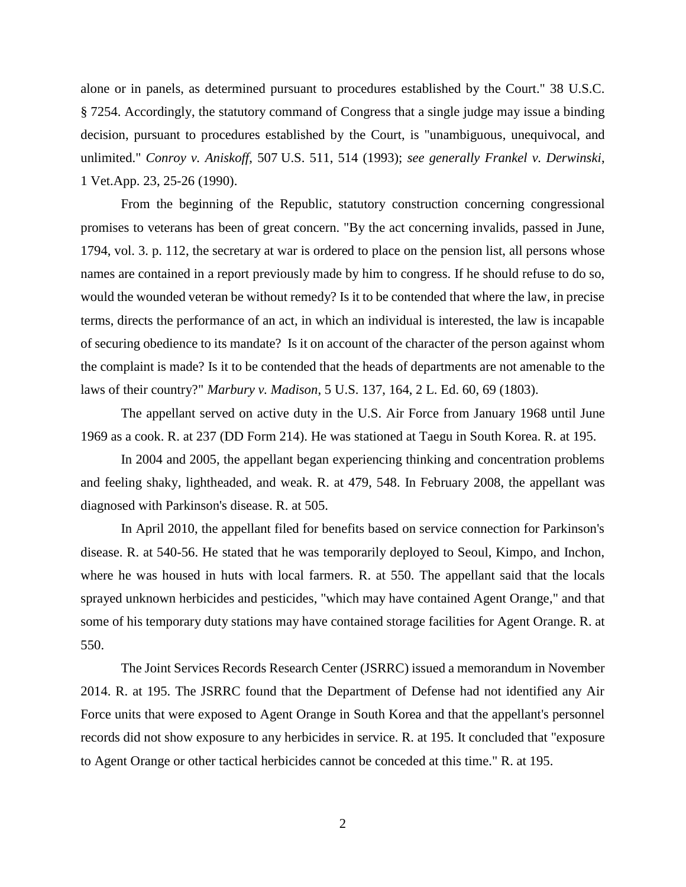alone or in panels, as determined pursuant to procedures established by the Court." 38 U.S.C. § 7254. Accordingly, the statutory command of Congress that a single judge may issue a binding decision, pursuant to procedures established by the Court, is "unambiguous, unequivocal, and unlimited." *Conroy v. Aniskoff*, 507 U.S. 511, 514 (1993); *see generally Frankel v. Derwinski*, 1 Vet.App. 23, 25-26 (1990).

From the beginning of the Republic, statutory construction concerning congressional promises to veterans has been of great concern. "By the act concerning invalids, passed in June, 1794, vol. 3. p. 112, the secretary at war is ordered to place on the pension list, all persons whose names are contained in a report previously made by him to congress. If he should refuse to do so, would the wounded veteran be without remedy? Is it to be contended that where the law, in precise terms, directs the performance of an act, in which an individual is interested, the law is incapable of securing obedience to its mandate? Is it on account of the character of the person against whom the complaint is made? Is it to be contended that the heads of departments are not amenable to the laws of their country?" *Marbury v. Madison*, 5 U.S. 137, 164, 2 L. Ed. 60, 69 (1803).

The appellant served on active duty in the U.S. Air Force from January 1968 until June 1969 as a cook. R. at 237 (DD Form 214). He was stationed at Taegu in South Korea. R. at 195.

In 2004 and 2005, the appellant began experiencing thinking and concentration problems and feeling shaky, lightheaded, and weak. R. at 479, 548. In February 2008, the appellant was diagnosed with Parkinson's disease. R. at 505.

In April 2010, the appellant filed for benefits based on service connection for Parkinson's disease. R. at 540-56. He stated that he was temporarily deployed to Seoul, Kimpo, and Inchon, where he was housed in huts with local farmers. R. at 550. The appellant said that the locals sprayed unknown herbicides and pesticides, "which may have contained Agent Orange," and that some of his temporary duty stations may have contained storage facilities for Agent Orange. R. at 550.

The Joint Services Records Research Center (JSRRC) issued a memorandum in November 2014. R. at 195. The JSRRC found that the Department of Defense had not identified any Air Force units that were exposed to Agent Orange in South Korea and that the appellant's personnel records did not show exposure to any herbicides in service. R. at 195. It concluded that "exposure to Agent Orange or other tactical herbicides cannot be conceded at this time." R. at 195.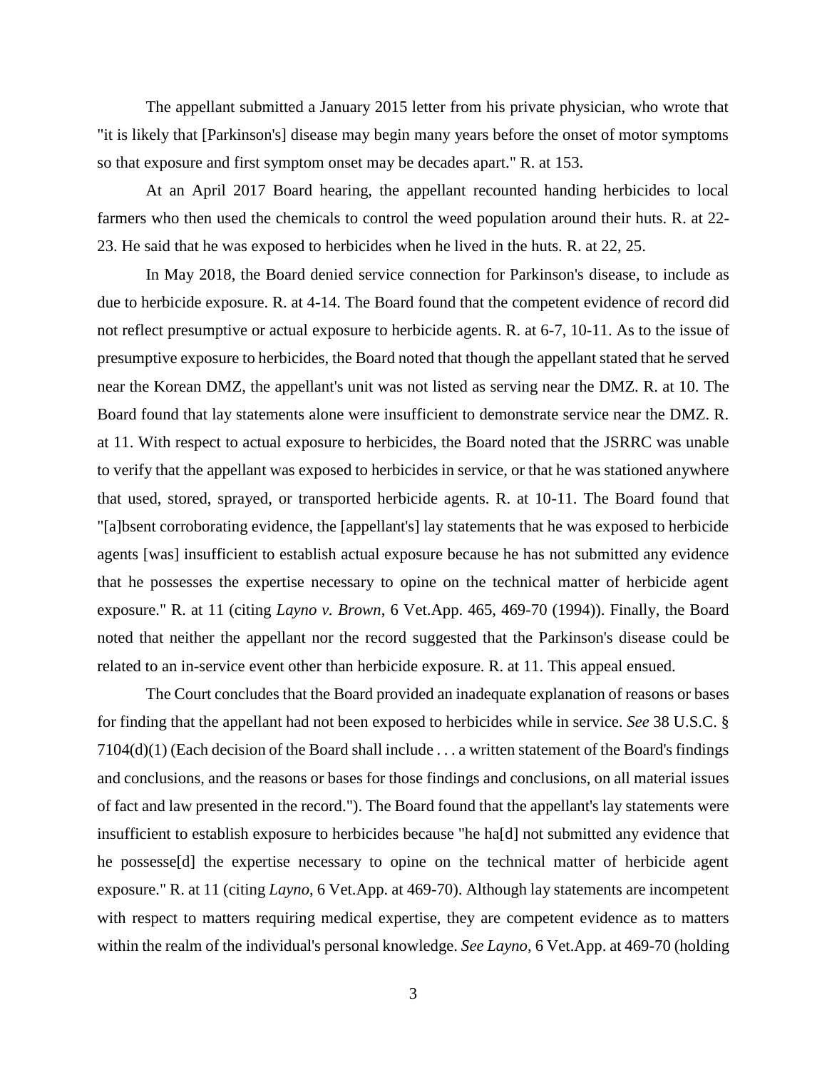The appellant submitted a January 2015 letter from his private physician, who wrote that "it is likely that [Parkinson's] disease may begin many years before the onset of motor symptoms so that exposure and first symptom onset may be decades apart." R. at 153.

At an April 2017 Board hearing, the appellant recounted handing herbicides to local farmers who then used the chemicals to control the weed population around their huts. R. at 22-23. He said that he was exposed to herbicides when he lived in the huts. R. at 22, 25.

In May 2018, the Board denied service connection for Parkinson's disease, to include as due to herbicide exposure. R. at 4-14. The Board found that the competent evidence of record did not reflect presumptive or actual exposure to herbicide agents. R. at 6-7, 10-11. As to the issue of presumptive exposure to herbicides, the Board noted that though the appellant stated that he served near the Korean DMZ, the appellant's unit was not listed as serving near the DMZ. R. at 10. The Board found that lay statements alone were insufficient to demonstrate service near the DMZ. R. at 11. With respect to actual exposure to herbicides, the Board noted that the JSRRC was unable to verify that the appellant was exposed to herbicides in service, or that he was stationed anywhere that used, stored, sprayed, or transported herbicide agents. R. at 10-11. The Board found that "[a]bsent corroborating evidence, the [appellant's] lay statements that he was exposed to herbicide agents [was] insufficient to establish actual exposure because he has not submitted any evidence that he possesses the expertise necessary to opine on the technical matter of herbicide agent exposure." R. at 11 (citing *Layno v. Brown*, 6 Vet.App. 465, 469-70 (1994)). Finally, the Board noted that neither the appellant nor the record suggested that the Parkinson's disease could be related to an in-service event other than herbicide exposure. R. at 11. This appeal ensued.

The Court concludes that the Board provided an inadequate explanation of reasons or bases for finding that the appellant had not been exposed to herbicides while in service. *See* 38 U.S.C. § 7104(d)(1) (Each decision of the Board shall include . . . a written statement of the Board's findings and conclusions, and the reasons or bases for those findings and conclusions, on all material issues of fact and law presented in the record."). The Board found that the appellant's lay statements were insufficient to establish exposure to herbicides because "he ha[d] not submitted any evidence that he possesse[d] the expertise necessary to opine on the technical matter of herbicide agent exposure." R. at 11 (citing *Layno*, 6 Vet.App. at 469-70). Although lay statements are incompetent with respect to matters requiring medical expertise, they are competent evidence as to matters within the realm of the individual's personal knowledge. *See Layno*, 6 Vet.App. at 469-70 (holding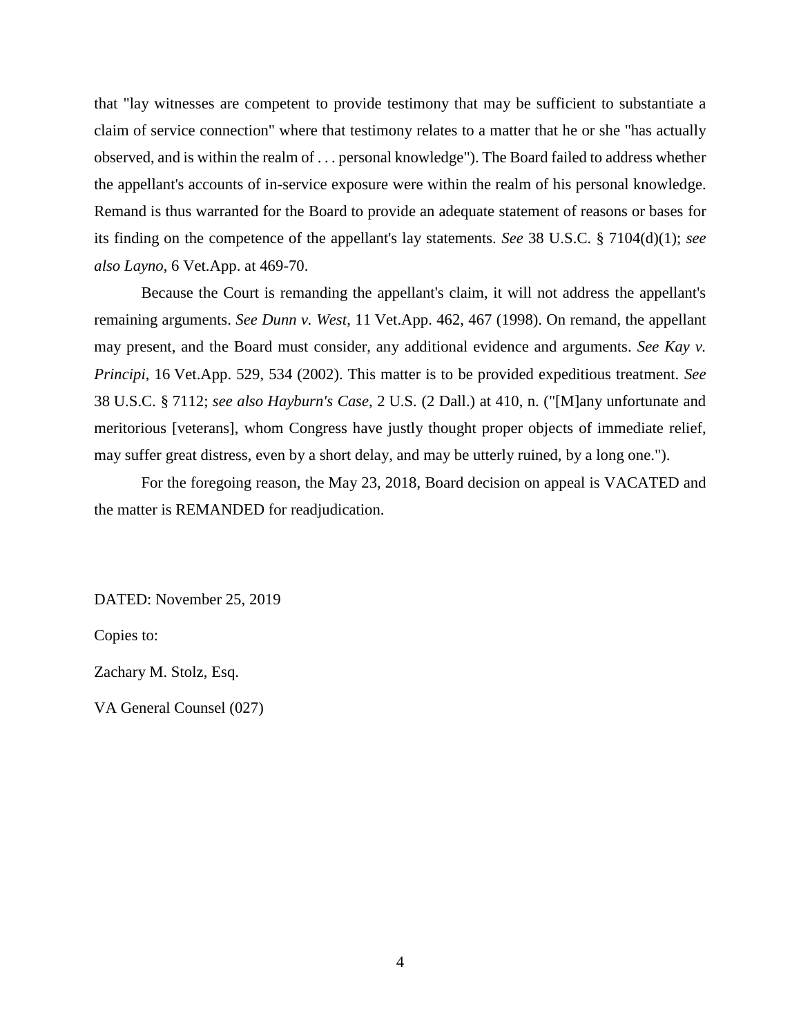that "lay witnesses are competent to provide testimony that may be sufficient to substantiate a claim of service connection" where that testimony relates to a matter that he or she "has actually observed, and is within the realm of . . . personal knowledge"). The Board failed to address whether the appellant's accounts of in-service exposure were within the realm of his personal knowledge. Remand is thus warranted for the Board to provide an adequate statement of reasons or bases for its finding on the competence of the appellant's lay statements. *See* 38 U.S.C. § 7104(d)(1); *see also Layno*, 6 Vet.App. at 469-70.

Because the Court is remanding the appellant's claim, it will not address the appellant's remaining arguments. *See Dunn v. West*, 11 Vet.App. 462, 467 (1998). On remand, the appellant may present, and the Board must consider, any additional evidence and arguments. *See Kay v. Principi*, 16 Vet.App. 529, 534 (2002). This matter is to be provided expeditious treatment. *See* 38 U.S.C. § 7112; *see also Hayburn's Case*, 2 U.S. (2 Dall.) at 410, n. ("[M]any unfortunate and meritorious [veterans], whom Congress have justly thought proper objects of immediate relief, may suffer great distress, even by a short delay, and may be utterly ruined, by a long one.").

For the foregoing reason, the May 23, 2018, Board decision on appeal is VACATED and the matter is REMANDED for readjudication.

DATED: November 25, 2019

Copies to:

Zachary M. Stolz, Esq.

VA General Counsel (027)